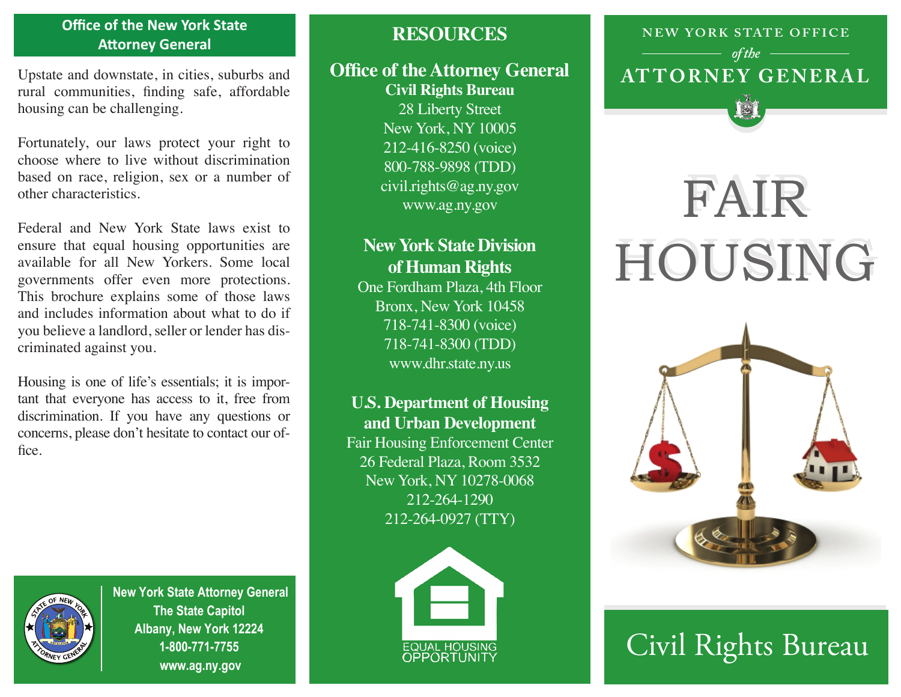## Office of the New York State Attorney General

Upstate and downstate, in cities, suburbs and rural communities, finding safe, affordable housing can be challenging.

Fortunately, our laws protect your right to choose where to live without discrimination based on race, religion, sex or a number of other characteristics.

Federal and New York State laws exist to ensure that equal housing opportunities are available for all New Yorkers. Some local governments offer even more protections. This brochure explains some of those laws and includes information about what to do if you believe a landlord, seller or lender has discriminated against you.

Housing is one of life's essentials; it is important that everyone has access to it, free from discrimination. If you have any questions or concerns, please don't hesitate to contact our office.

**New York State Attorney General**
**The State Capitol**
**Albany, New York 12224**
**1-800-771-7755**
**www.ag.ny.gov**

## RESOURCES

**Office of the Attorney General**
**Civil Rights Bureau**
28 Liberty Street
New York, NY 10005
212-416-8250 (voice)
800-788-9898 (TDD)
civil.rights@ag.ny.gov
www.ag.ny.gov

**New York State Division of Human Rights**
One Fordham Plaza, 4th Floor
Bronx, New York 10458
718-741-8300 (voice)
718-741-8300 (TDD)
www.dhr.state.ny.us

**U.S. Department of Housing and Urban Development**
Fair Housing Enforcement Center
26 Federal Plaza, Room 3532
New York, NY 10278-0068
212-264-1290
212-264-0927 (TTY)

EQUAL HOUSING OPPORTUNITY

NEW YORK STATE OFFICE *of the* ATTORNEY GENERAL

# FAIR HOUSING

## Civil Rights Bureau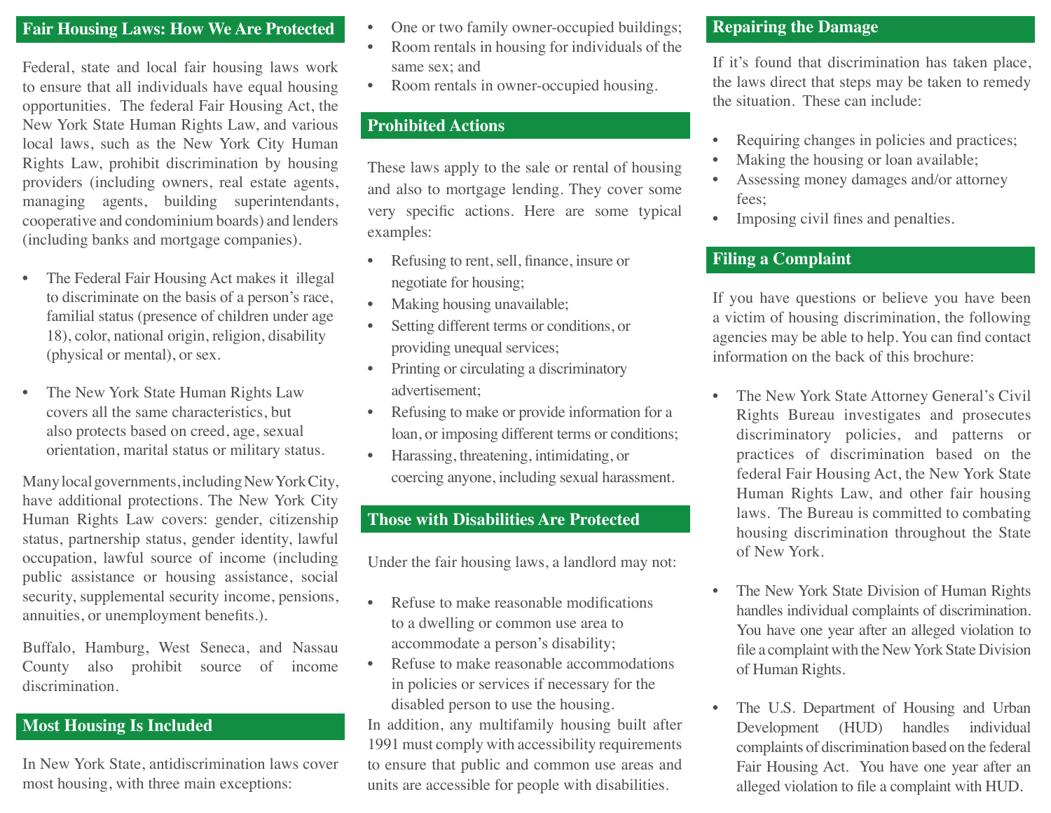## Fair Housing Laws: How We Are Protected

Federal, state and local fair housing laws work to ensure that all individuals have equal housing opportunities. The federal Fair Housing Act, the New York State Human Rights Law, and various local laws, such as the New York City Human Rights Law, prohibit discrimination by housing providers (including owners, real estate agents, managing agents, building superintendants, cooperative and condominium boards) and lenders (including banks and mortgage companies).

- The Federal Fair Housing Act makes it illegal to discriminate on the basis of a person's race, familial status (presence of children under age 18), color, national origin, religion, disability (physical or mental), or sex.
- The New York State Human Rights Law covers all the same characteristics, but also protects based on creed, age, sexual orientation, marital status or military status.

Many local governments, including New York City, have additional protections. The New York City Human Rights Law covers: gender, citizenship status, partnership status, gender identity, lawful occupation, lawful source of income (including public assistance or housing assistance, social security, supplemental security income, pensions, annuities, or unemployment benefits.).

Buffalo, Hamburg, West Seneca, and Nassau County also prohibit source of income discrimination.

## Most Housing Is Included

In New York State, antidiscrimination laws cover most housing, with three main exceptions:

- One or two family owner-occupied buildings;
- Room rentals in housing for individuals of the same sex; and
- Room rentals in owner-occupied housing.

## Prohibited Actions

These laws apply to the sale or rental of housing and also to mortgage lending. They cover some very specific actions. Here are some typical examples:

- Refusing to rent, sell, finance, insure or negotiate for housing;
- Making housing unavailable;
- Setting different terms or conditions, or providing unequal services;
- Printing or circulating a discriminatory advertisement;
- Refusing to make or provide information for a loan, or imposing different terms or conditions;
- Harassing, threatening, intimidating, or coercing anyone, including sexual harassment.

## Those with Disabilities Are Protected

Under the fair housing laws, a landlord may not:

- Refuse to make reasonable modifications to a dwelling or common use area to accommodate a person's disability;
- Refuse to make reasonable accommodations in policies or services if necessary for the disabled person to use the housing.

In addition, any multifamily housing built after 1991 must comply with accessibility requirements to ensure that public and common use areas and units are accessible for people with disabilities.

## Repairing the Damage

If it's found that discrimination has taken place, the laws direct that steps may be taken to remedy the situation. These can include:

- Requiring changes in policies and practices;
- Making the housing or loan available;
- Assessing money damages and/or attorney fees;
- Imposing civil fines and penalties.

## Filing a Complaint

If you have questions or believe you have been a victim of housing discrimination, the following agencies may be able to help. You can find contact information on the back of this brochure:

- The New York State Attorney General's Civil Rights Bureau investigates and prosecutes discriminatory policies, and patterns or practices of discrimination based on the federal Fair Housing Act, the New York State Human Rights Law, and other fair housing laws. The Bureau is committed to combating housing discrimination throughout the State of New York.
- The New York State Division of Human Rights handles individual complaints of discrimination. You have one year after an alleged violation to file a complaint with the New York State Division of Human Rights.
- The U.S. Department of Housing and Urban Development (HUD) handles individual complaints of discrimination based on the federal Fair Housing Act. You have one year after an alleged violation to file a complaint with HUD.